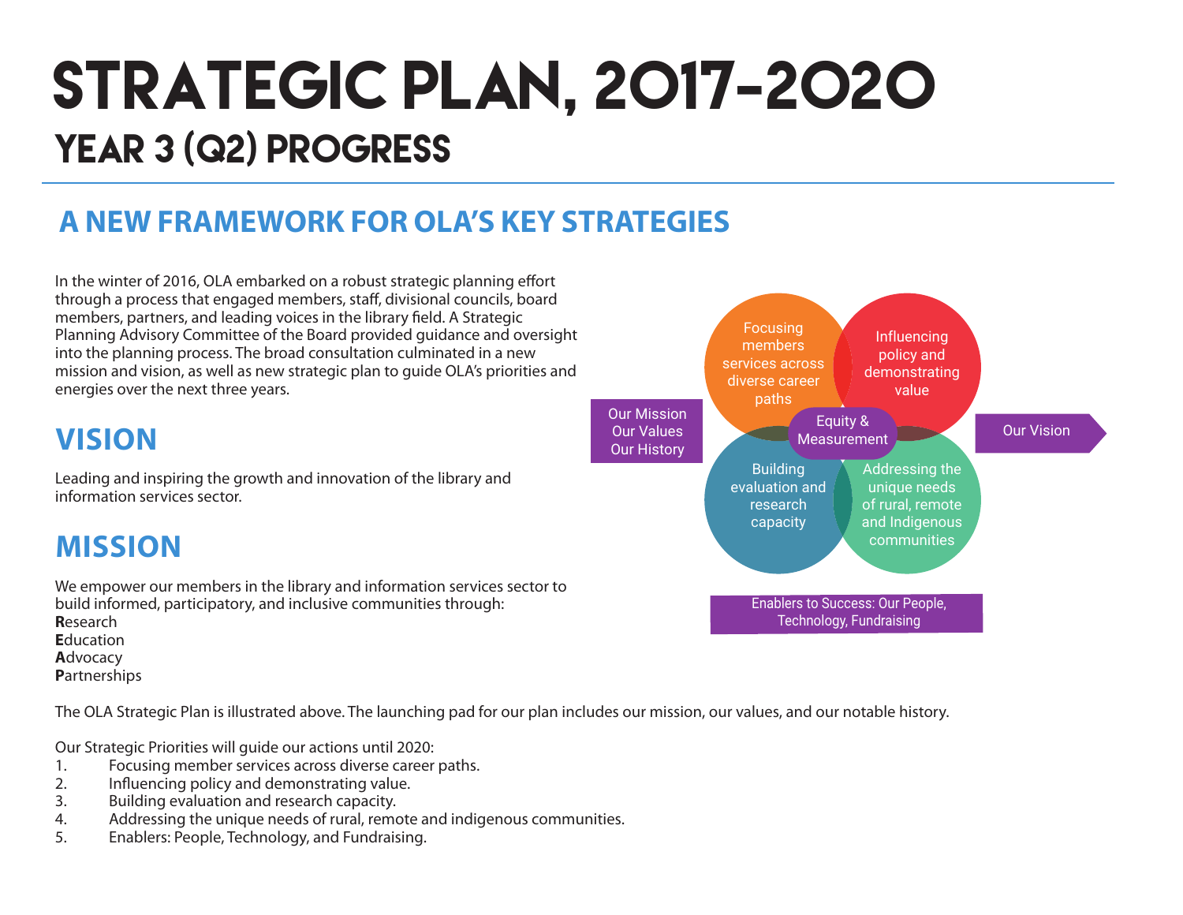# STRATEGIC PLAN, 2017-2020

## YEAR 3 (Q2) PROGRESS

## A NEW FRAMEWORK FOR OLA'S KEY STRATEGIES

In the winter of 2016, OLA embarked on a robust strategic planning effort through a process that engaged members, staff, divisional councils, board members, partners, and leading voices in the library field. A Strategic Planning Advisory Committee of the Board provided guidance and oversight into the planning process. The broad consultation culminated in a new mission and vision, as well as new strategic plan to guide OLA's priorities and energies over the next three years.

## VISION

Leading and inspiring the growth and innovation of the library and information services sector.

## MISSION

We empower our members in the library and information services sector to build informed, participatory, and inclusive communities through:
**R**esearch
**E**ducation
**A**dvocacy
**P**artnerships

Our Mission
Our Values
Our History

Focusing members services across diverse career paths

Influencing policy and demonstrating value

Equity & Measurement

Building evaluation and research capacity

Addressing the unique needs of rural, remote and Indigenous communities

Our Vision

Enablers to Success: Our People, Technology, Fundraising

The OLA Strategic Plan is illustrated above. The launching pad for our plan includes our mission, our values, and our notable history.

Our Strategic Priorities will guide our actions until 2020:

1. Focusing member services across diverse career paths.
2. Influencing policy and demonstrating value.
3. Building evaluation and research capacity.
4. Addressing the unique needs of rural, remote and indigenous communities.
5. Enablers: People, Technology, and Fundraising.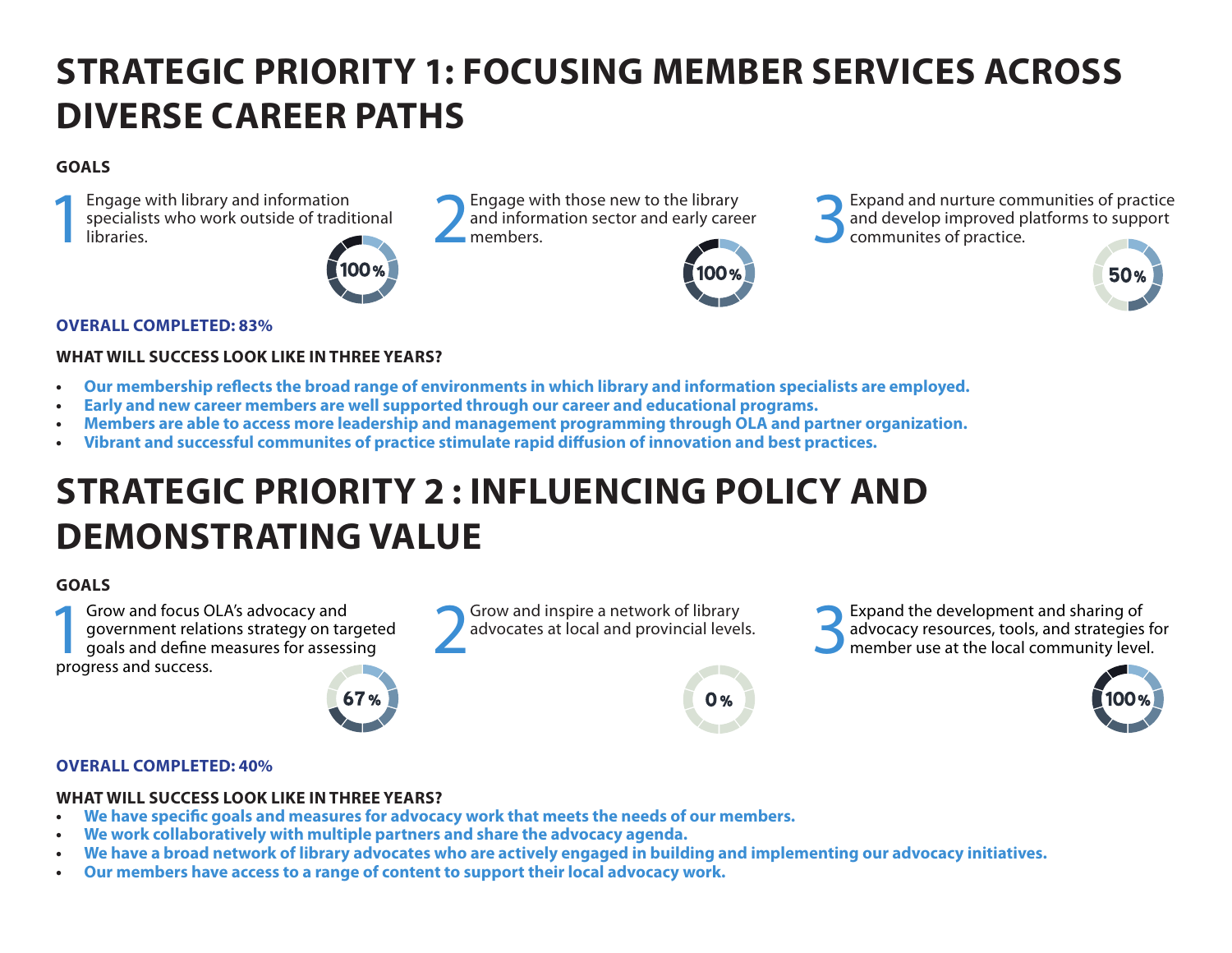# STRATEGIC PRIORITY 1: FOCUSING MEMBER SERVICES ACROSS DIVERSE CAREER PATHS

**GOALS**

1. Engage with library and information specialists who work outside of traditional libraries.

   100%

2. Engage with those new to the library and information sector and early career members.

   100%

3. Expand and nurture communities of practice and develop improved platforms to support communites of practice.

   50%

**OVERALL COMPLETED: 83%**

**WHAT WILL SUCCESS LOOK LIKE IN THREE YEARS?**

- **Our membership reflects the broad range of environments in which library and information specialists are employed.**
- **Early and new career members are well supported through our career and educational programs.**
- **Members are able to access more leadership and management programming through OLA and partner organization.**
- **Vibrant and successful communites of practice stimulate rapid diffusion of innovation and best practices.**

# STRATEGIC PRIORITY 2 : INFLUENCING POLICY AND DEMONSTRATING VALUE

**GOALS**

1. Grow and focus OLA's advocacy and government relations strategy on targeted goals and define measures for assessing progress and success.

   67%

2. Grow and inspire a network of library advocates at local and provincial levels.

   0%

3. Expand the development and sharing of advocacy resources, tools, and strategies for member use at the local community level.

   100%

**OVERALL COMPLETED: 40%**

**WHAT WILL SUCCESS LOOK LIKE IN THREE YEARS?**

- **We have specific goals and measures for advocacy work that meets the needs of our members.**
- **We work collaboratively with multiple partners and share the advocacy agenda.**
- **We have a broad network of library advocates who are actively engaged in building and implementing our advocacy initiatives.**
- **Our members have access to a range of content to support their local advocacy work.**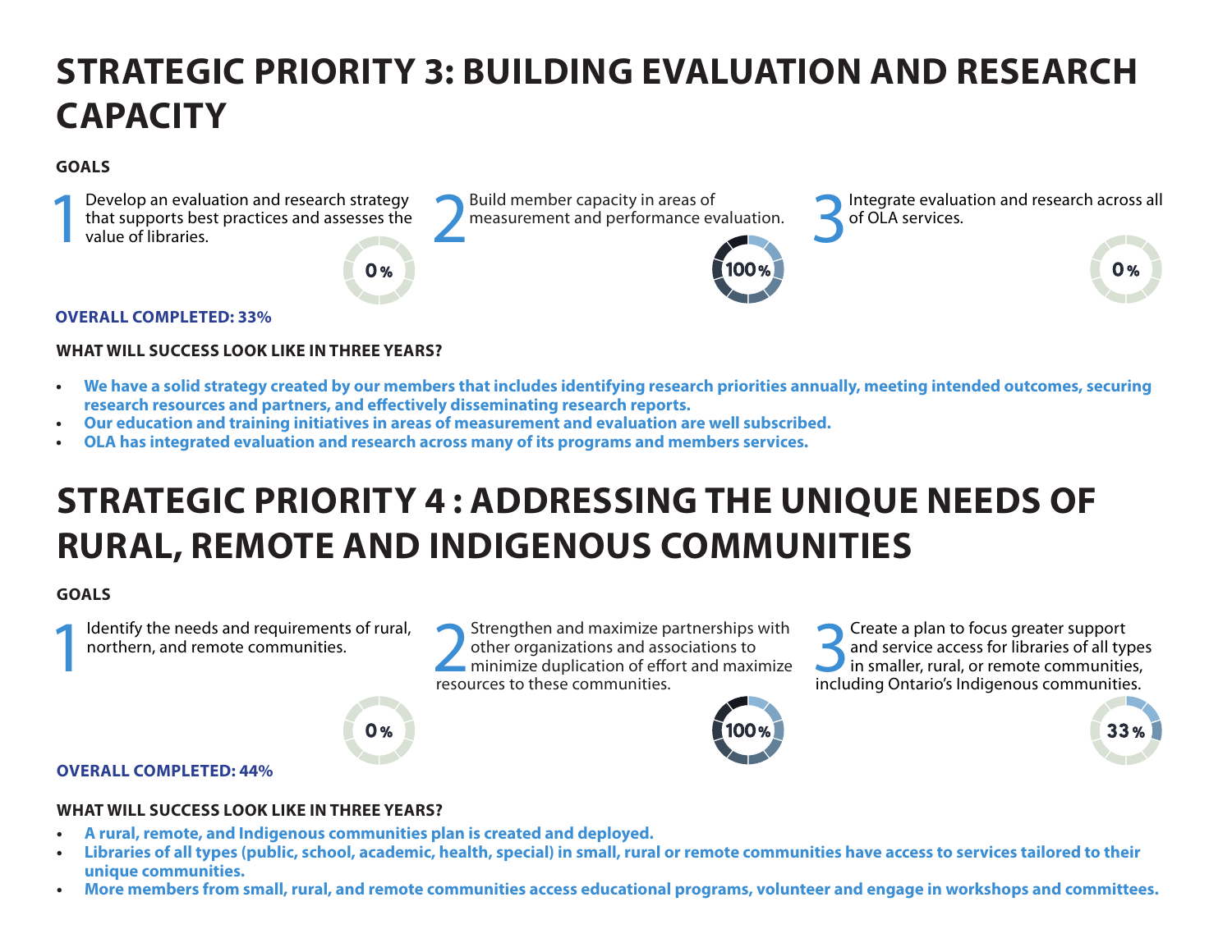# STRATEGIC PRIORITY 3: BUILDING EVALUATION AND RESEARCH CAPACITY

**GOALS**

1. Develop an evaluation and research strategy that supports best practices and assesses the value of libraries.

   0%

2. Build member capacity in areas of measurement and performance evaluation.

   100%

3. Integrate evaluation and research across all of OLA services.

   0%

**OVERALL COMPLETED: 33%**

**WHAT WILL SUCCESS LOOK LIKE IN THREE YEARS?**

- **We have a solid strategy created by our members that includes identifying research priorities annually, meeting intended outcomes, securing research resources and partners, and effectively disseminating research reports.**
- **Our education and training initiatives in areas of measurement and evaluation are well subscribed.**
- **OLA has integrated evaluation and research across many of its programs and members services.**

# STRATEGIC PRIORITY 4 : ADDRESSING THE UNIQUE NEEDS OF RURAL, REMOTE AND INDIGENOUS COMMUNITIES

**GOALS**

1. Identify the needs and requirements of rural, northern, and remote communities.

   0%

2. Strengthen and maximize partnerships with other organizations and associations to minimize duplication of effort and maximize resources to these communities.

   100%

3. Create a plan to focus greater support and service access for libraries of all types in smaller, rural, or remote communities, including Ontario's Indigenous communities.

   33%

**OVERALL COMPLETED: 44%**

**WHAT WILL SUCCESS LOOK LIKE IN THREE YEARS?**

- **A rural, remote, and Indigenous communities plan is created and deployed.**
- **Libraries of all types (public, school, academic, health, special) in small, rural or remote communities have access to services tailored to their unique communities.**
- **More members from small, rural, and remote communities access educational programs, volunteer and engage in workshops and committees.**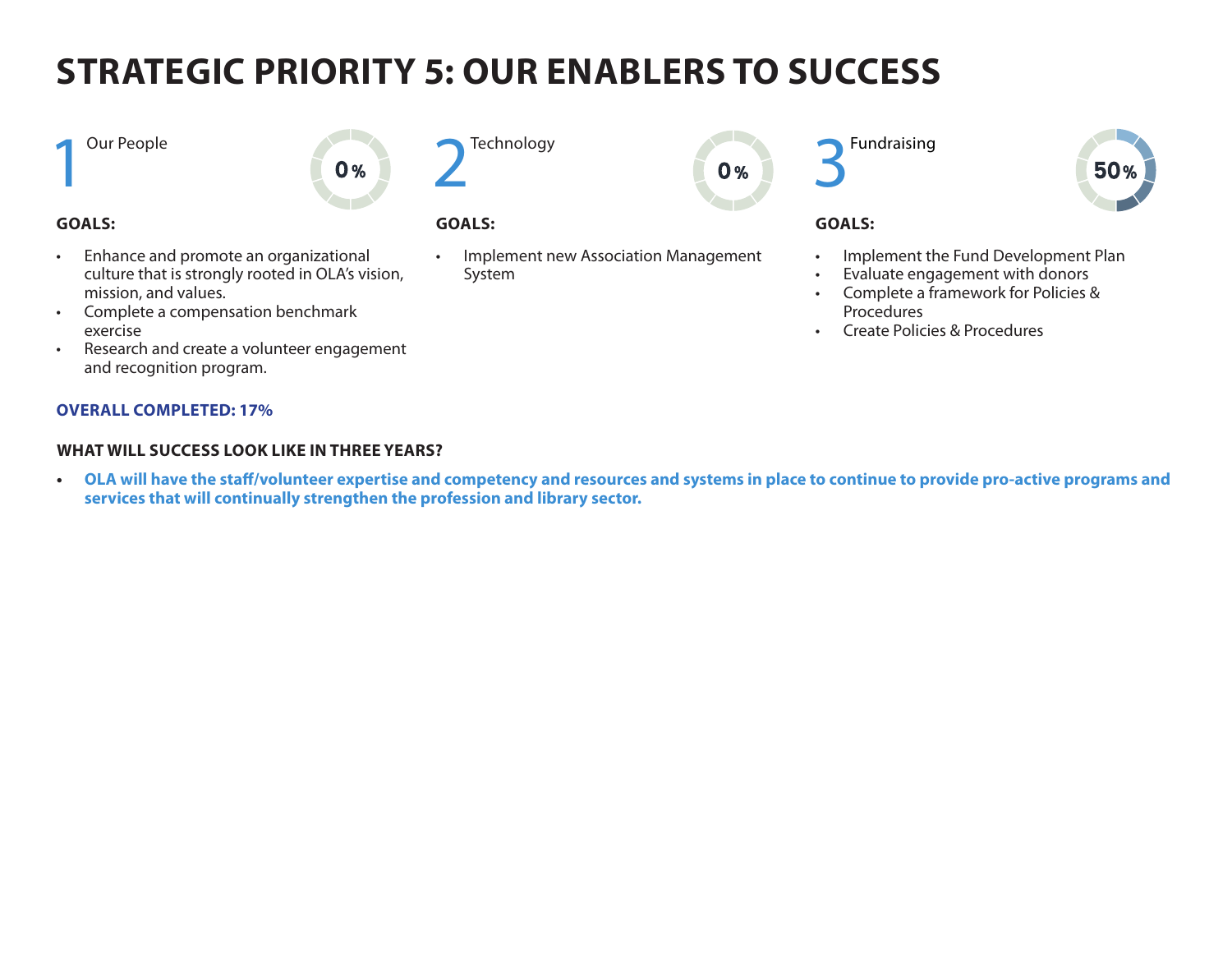# STRATEGIC PRIORITY 5: OUR ENABLERS TO SUCCESS

## 1 Our People

0%

**GOALS:**

- Enhance and promote an organizational culture that is strongly rooted in OLA's vision, mission, and values.
- Complete a compensation benchmark exercise
- Research and create a volunteer engagement and recognition program.

## 2 Technology

0%

**GOALS:**

- Implement new Association Management System

## 3 Fundraising

50%

**GOALS:**

- Implement the Fund Development Plan
- Evaluate engagement with donors
- Complete a framework for Policies & Procedures
- Create Policies & Procedures

**OVERALL COMPLETED: 17%**

**WHAT WILL SUCCESS LOOK LIKE IN THREE YEARS?**

- **OLA will have the staff/volunteer expertise and competency and resources and systems in place to continue to provide pro-active programs and services that will continually strengthen the profession and library sector.**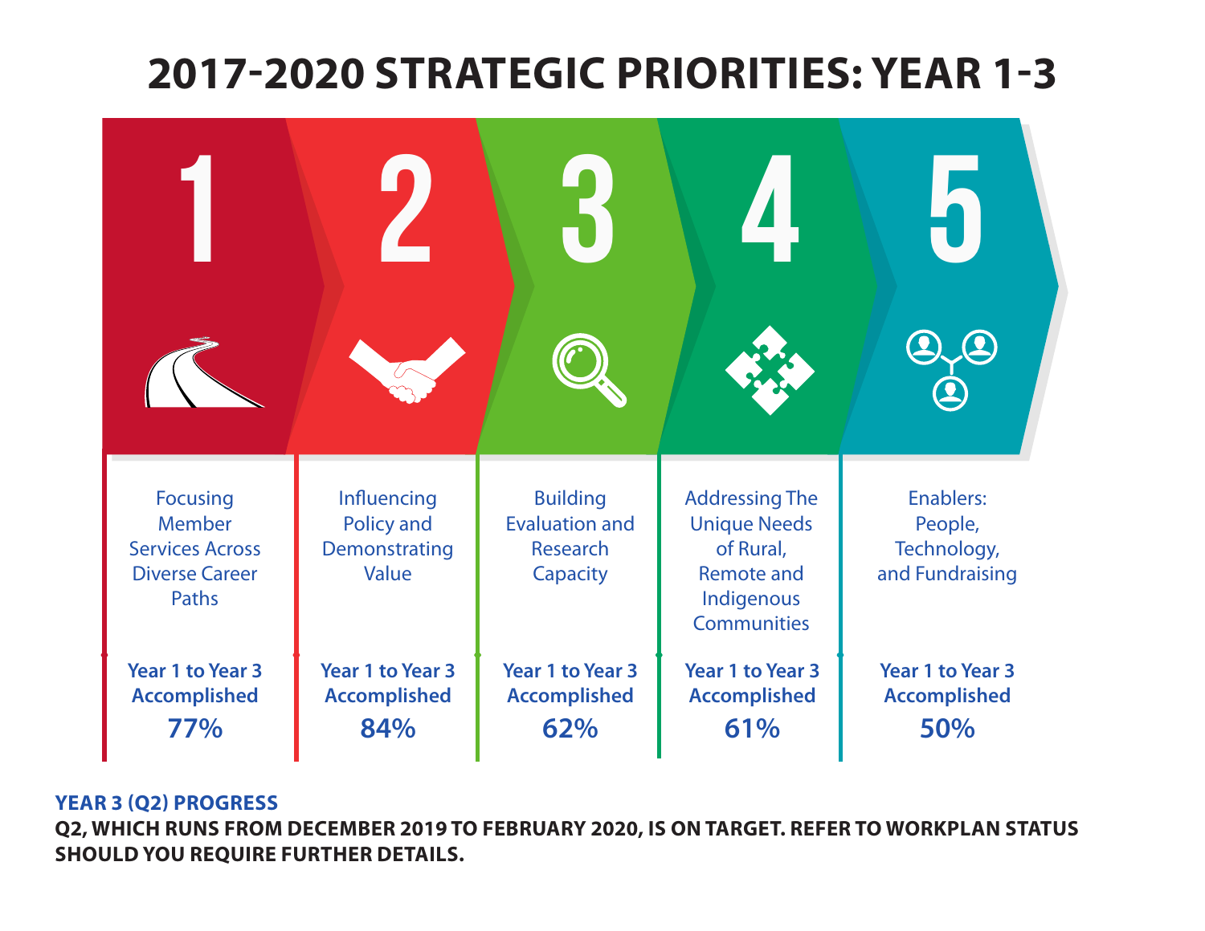# 2017-2020 STRATEGIC PRIORITIES: YEAR 1-3

**1**

Focusing Member Services Across Diverse Career Paths

**Year 1 to Year 3 Accomplished**

**77%**

**2**

Influencing Policy and Demonstrating Value

**Year 1 to Year 3 Accomplished**

**84%**

**3**

Building Evaluation and Research Capacity

**Year 1 to Year 3 Accomplished**

**62%**

**4**

Addressing The Unique Needs of Rural, Remote and Indigenous Communities

**Year 1 to Year 3 Accomplished**

**61%**

**5**

Enablers: People, Technology, and Fundraising

**Year 1 to Year 3 Accomplished**

**50%**

**YEAR 3 (Q2) PROGRESS**

**Q2, WHICH RUNS FROM DECEMBER 2019 TO FEBRUARY 2020, IS ON TARGET. REFER TO WORKPLAN STATUS SHOULD YOU REQUIRE FURTHER DETAILS.**